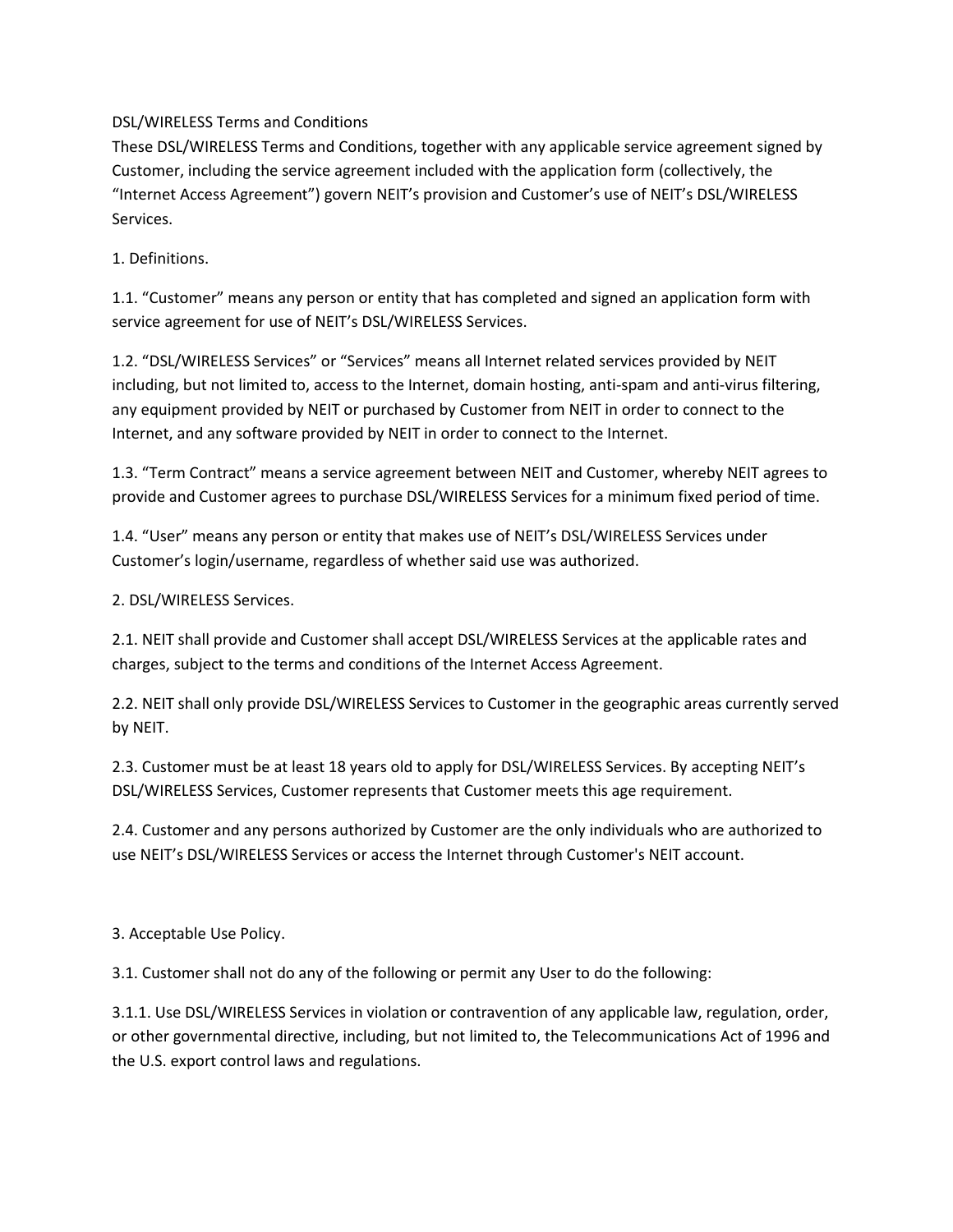# DSL/WIRELESS Terms and Conditions

These DSL/WIRELESS Terms and Conditions, together with any applicable service agreement signed by Customer, including the service agreement included with the application form (collectively, the "Internet Access Agreement") govern NEIT's provision and Customer's use of NEIT's DSL/WIRELESS Services.

## 1. Definitions.

1.1. "Customer" means any person or entity that has completed and signed an application form with service agreement for use of NEIT's DSL/WIRELESS Services.

1.2. "DSL/WIRELESS Services" or "Services" means all Internet related services provided by NEIT including, but not limited to, access to the Internet, domain hosting, anti-spam and anti-virus filtering, any equipment provided by NEIT or purchased by Customer from NEIT in order to connect to the Internet, and any software provided by NEIT in order to connect to the Internet.

1.3. "Term Contract" means a service agreement between NEIT and Customer, whereby NEIT agrees to provide and Customer agrees to purchase DSL/WIRELESS Services for a minimum fixed period of time.

1.4. "User" means any person or entity that makes use of NEIT's DSL/WIRELESS Services under Customer's login/username, regardless of whether said use was authorized.

## 2. DSL/WIRELESS Services.

2.1. NEIT shall provide and Customer shall accept DSL/WIRELESS Services at the applicable rates and charges, subject to the terms and conditions of the Internet Access Agreement.

2.2. NEIT shall only provide DSL/WIRELESS Services to Customer in the geographic areas currently served by NEIT.

2.3. Customer must be at least 18 years old to apply for DSL/WIRELESS Services. By accepting NEIT's DSL/WIRELESS Services, Customer represents that Customer meets this age requirement.

2.4. Customer and any persons authorized by Customer are the only individuals who are authorized to use NEIT's DSL/WIRELESS Services or access the Internet through Customer's NEIT account.

## 3. Acceptable Use Policy.

3.1. Customer shall not do any of the following or permit any User to do the following:

3.1.1. Use DSL/WIRELESS Services in violation or contravention of any applicable law, regulation, order, or other governmental directive, including, but not limited to, the Telecommunications Act of 1996 and the U.S. export control laws and regulations.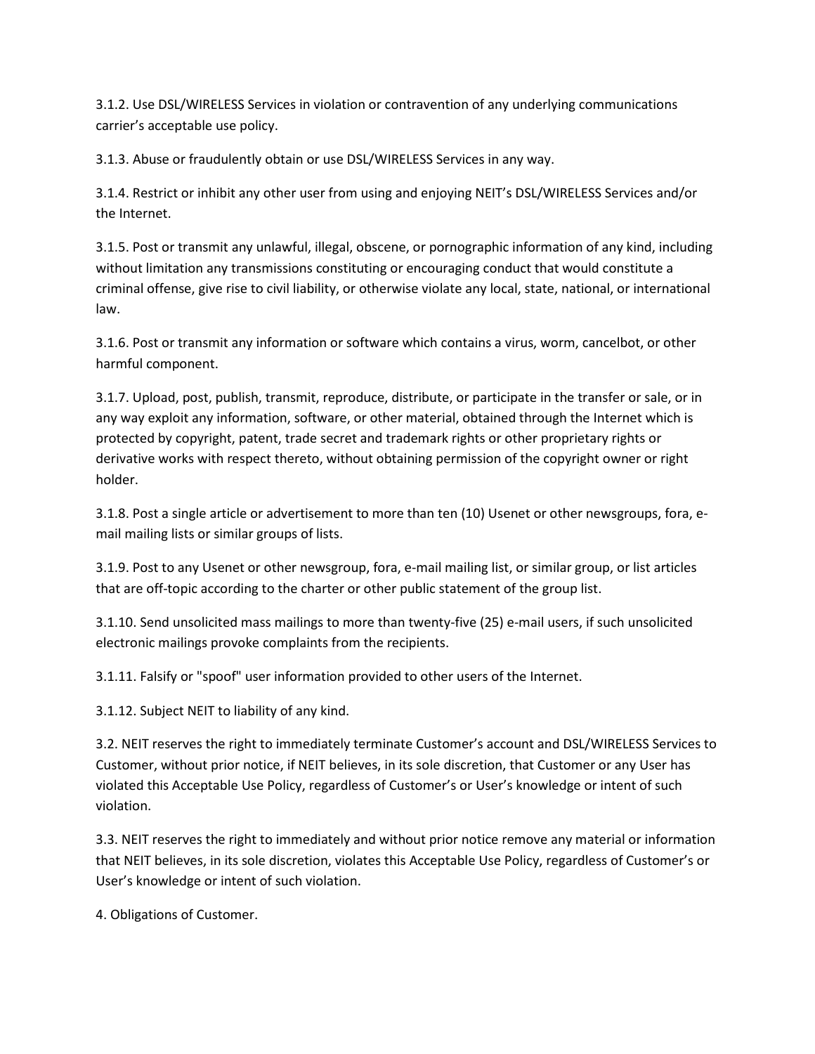3.1.2. Use DSL/WIRELESS Services in violation or contravention of any underlying communications carrier's acceptable use policy.

3.1.3. Abuse or fraudulently obtain or use DSL/WIRELESS Services in any way.

3.1.4. Restrict or inhibit any other user from using and enjoying NEIT's DSL/WIRELESS Services and/or the Internet.

3.1.5. Post or transmit any unlawful, illegal, obscene, or pornographic information of any kind, including without limitation any transmissions constituting or encouraging conduct that would constitute a criminal offense, give rise to civil liability, or otherwise violate any local, state, national, or international law.

3.1.6. Post or transmit any information or software which contains a virus, worm, cancelbot, or other harmful component.

3.1.7. Upload, post, publish, transmit, reproduce, distribute, or participate in the transfer or sale, or in any way exploit any information, software, or other material, obtained through the Internet which is protected by copyright, patent, trade secret and trademark rights or other proprietary rights or derivative works with respect thereto, without obtaining permission of the copyright owner or right holder.

3.1.8. Post a single article or advertisement to more than ten (10) Usenet or other newsgroups, fora, e-mail mailing lists or similar groups of lists.

3.1.9. Post to any Usenet or other newsgroup, fora, e-mail mailing list, or similar group, or list articles that are off-topic according to the charter or other public statement of the group list.

3.1.10. Send unsolicited mass mailings to more than twenty-five (25) e-mail users, if such unsolicited electronic mailings provoke complaints from the recipients.

3.1.11. Falsify or "spoof" user information provided to other users of the Internet.

3.1.12. Subject NEIT to liability of any kind.

3.2. NEIT reserves the right to immediately terminate Customer's account and DSL/WIRELESS Services to Customer, without prior notice, if NEIT believes, in its sole discretion, that Customer or any User has violated this Acceptable Use Policy, regardless of Customer's or User's knowledge or intent of such violation.

3.3. NEIT reserves the right to immediately and without prior notice remove any material or information that NEIT believes, in its sole discretion, violates this Acceptable Use Policy, regardless of Customer's or User's knowledge or intent of such violation.

4. Obligations of Customer.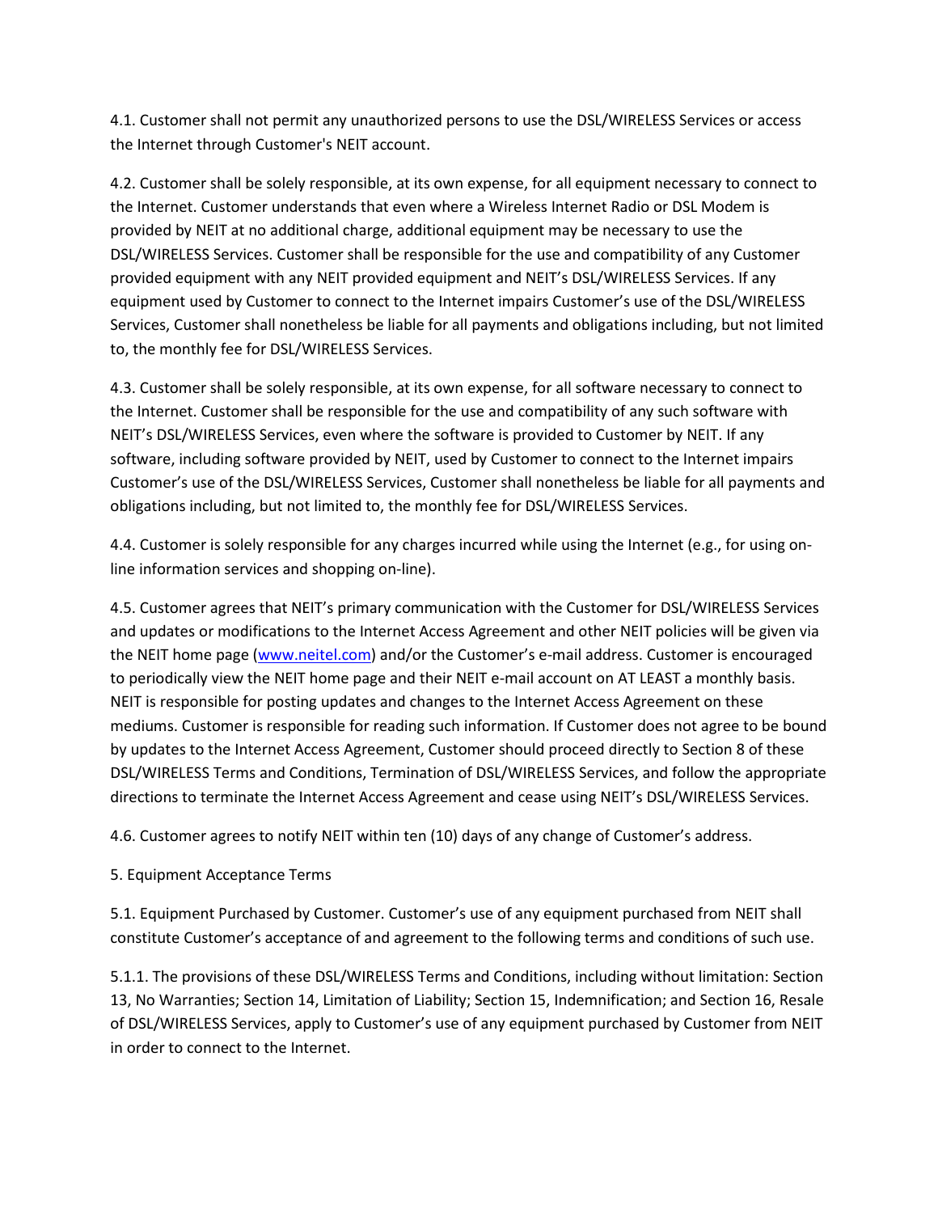4.1. Customer shall not permit any unauthorized persons to use the DSL/WIRELESS Services or access the Internet through Customer's NEIT account.

4.2. Customer shall be solely responsible, at its own expense, for all equipment necessary to connect to the Internet. Customer understands that even where a Wireless Internet Radio or DSL Modem is provided by NEIT at no additional charge, additional equipment may be necessary to use the DSL/WIRELESS Services. Customer shall be responsible for the use and compatibility of any Customer provided equipment with any NEIT provided equipment and NEIT's DSL/WIRELESS Services. If any equipment used by Customer to connect to the Internet impairs Customer's use of the DSL/WIRELESS Services, Customer shall nonetheless be liable for all payments and obligations including, but not limited to, the monthly fee for DSL/WIRELESS Services.

4.3. Customer shall be solely responsible, at its own expense, for all software necessary to connect to the Internet. Customer shall be responsible for the use and compatibility of any such software with NEIT's DSL/WIRELESS Services, even where the software is provided to Customer by NEIT. If any software, including software provided by NEIT, used by Customer to connect to the Internet impairs Customer's use of the DSL/WIRELESS Services, Customer shall nonetheless be liable for all payments and obligations including, but not limited to, the monthly fee for DSL/WIRELESS Services.

4.4. Customer is solely responsible for any charges incurred while using the Internet (e.g., for using on-line information services and shopping on-line).

4.5. Customer agrees that NEIT's primary communication with the Customer for DSL/WIRELESS Services and updates or modifications to the Internet Access Agreement and other NEIT policies will be given via the NEIT home page ([www.neitel.com](www.neitel.com)) and/or the Customer's e-mail address. Customer is encouraged to periodically view the NEIT home page and their NEIT e-mail account on AT LEAST a monthly basis. NEIT is responsible for posting updates and changes to the Internet Access Agreement on these mediums. Customer is responsible for reading such information. If Customer does not agree to be bound by updates to the Internet Access Agreement, Customer should proceed directly to Section 8 of these DSL/WIRELESS Terms and Conditions, Termination of DSL/WIRELESS Services, and follow the appropriate directions to terminate the Internet Access Agreement and cease using NEIT's DSL/WIRELESS Services.

4.6. Customer agrees to notify NEIT within ten (10) days of any change of Customer's address.

5. Equipment Acceptance Terms

5.1. Equipment Purchased by Customer. Customer's use of any equipment purchased from NEIT shall constitute Customer's acceptance of and agreement to the following terms and conditions of such use.

5.1.1. The provisions of these DSL/WIRELESS Terms and Conditions, including without limitation: Section 13, No Warranties; Section 14, Limitation of Liability; Section 15, Indemnification; and Section 16, Resale of DSL/WIRELESS Services, apply to Customer's use of any equipment purchased by Customer from NEIT in order to connect to the Internet.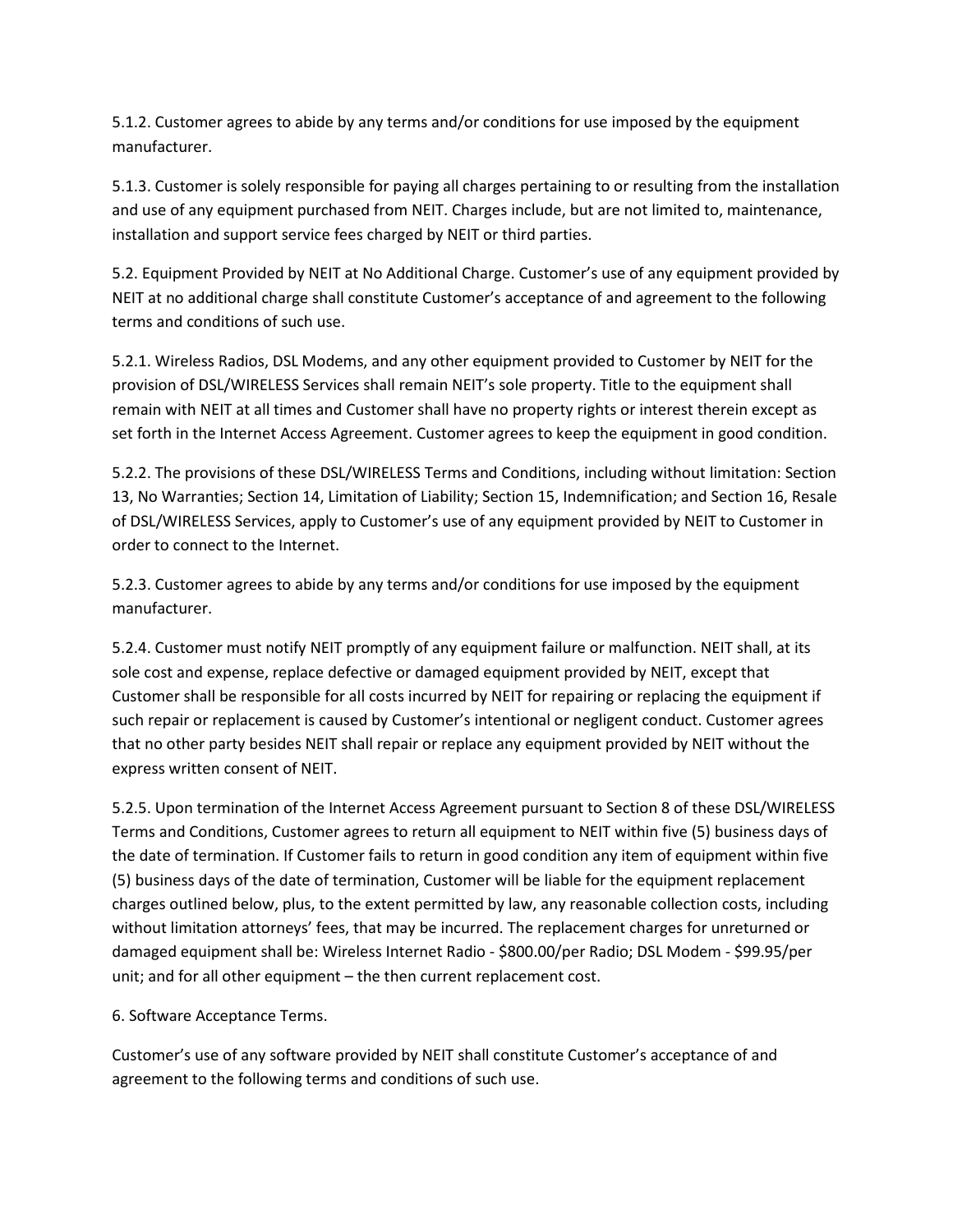5.1.2. Customer agrees to abide by any terms and/or conditions for use imposed by the equipment manufacturer.

5.1.3. Customer is solely responsible for paying all charges pertaining to or resulting from the installation and use of any equipment purchased from NEIT. Charges include, but are not limited to, maintenance, installation and support service fees charged by NEIT or third parties.

5.2. Equipment Provided by NEIT at No Additional Charge. Customer's use of any equipment provided by NEIT at no additional charge shall constitute Customer's acceptance of and agreement to the following terms and conditions of such use.

5.2.1. Wireless Radios, DSL Modems, and any other equipment provided to Customer by NEIT for the provision of DSL/WIRELESS Services shall remain NEIT's sole property. Title to the equipment shall remain with NEIT at all times and Customer shall have no property rights or interest therein except as set forth in the Internet Access Agreement. Customer agrees to keep the equipment in good condition.

5.2.2. The provisions of these DSL/WIRELESS Terms and Conditions, including without limitation: Section 13, No Warranties; Section 14, Limitation of Liability; Section 15, Indemnification; and Section 16, Resale of DSL/WIRELESS Services, apply to Customer's use of any equipment provided by NEIT to Customer in order to connect to the Internet.

5.2.3. Customer agrees to abide by any terms and/or conditions for use imposed by the equipment manufacturer.

5.2.4. Customer must notify NEIT promptly of any equipment failure or malfunction. NEIT shall, at its sole cost and expense, replace defective or damaged equipment provided by NEIT, except that Customer shall be responsible for all costs incurred by NEIT for repairing or replacing the equipment if such repair or replacement is caused by Customer's intentional or negligent conduct. Customer agrees that no other party besides NEIT shall repair or replace any equipment provided by NEIT without the express written consent of NEIT.

5.2.5. Upon termination of the Internet Access Agreement pursuant to Section 8 of these DSL/WIRELESS Terms and Conditions, Customer agrees to return all equipment to NEIT within five (5) business days of the date of termination. If Customer fails to return in good condition any item of equipment within five (5) business days of the date of termination, Customer will be liable for the equipment replacement charges outlined below, plus, to the extent permitted by law, any reasonable collection costs, including without limitation attorneys' fees, that may be incurred. The replacement charges for unreturned or damaged equipment shall be: Wireless Internet Radio - $800.00/per Radio; DSL Modem - $99.95/per unit; and for all other equipment – the then current replacement cost.

6. Software Acceptance Terms.

Customer's use of any software provided by NEIT shall constitute Customer's acceptance of and agreement to the following terms and conditions of such use.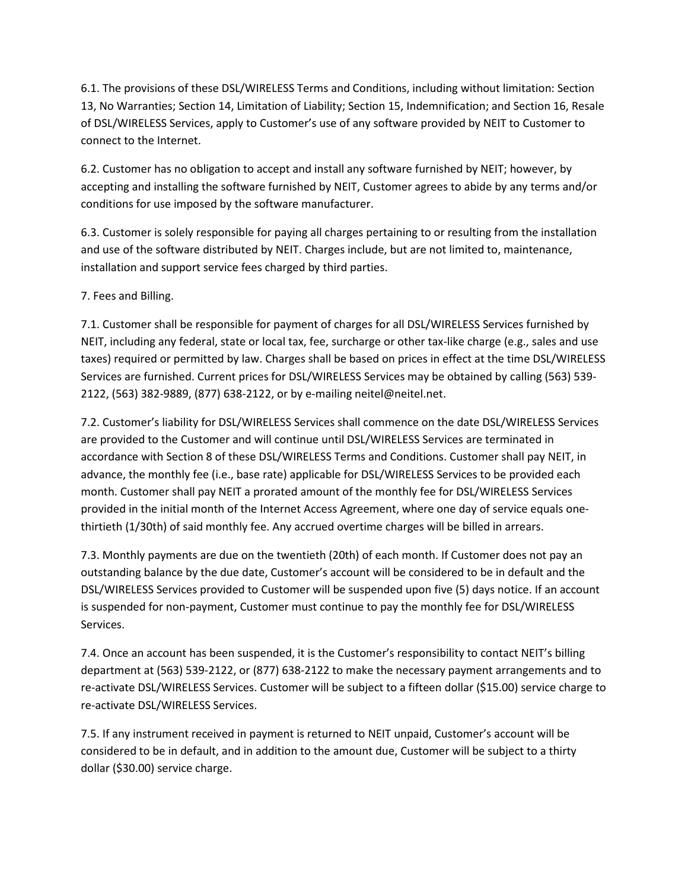6.1. The provisions of these DSL/WIRELESS Terms and Conditions, including without limitation: Section 13, No Warranties; Section 14, Limitation of Liability; Section 15, Indemnification; and Section 16, Resale of DSL/WIRELESS Services, apply to Customer's use of any software provided by NEIT to Customer to connect to the Internet.

6.2. Customer has no obligation to accept and install any software furnished by NEIT; however, by accepting and installing the software furnished by NEIT, Customer agrees to abide by any terms and/or conditions for use imposed by the software manufacturer.

6.3. Customer is solely responsible for paying all charges pertaining to or resulting from the installation and use of the software distributed by NEIT. Charges include, but are not limited to, maintenance, installation and support service fees charged by third parties.

7. Fees and Billing.

7.1. Customer shall be responsible for payment of charges for all DSL/WIRELESS Services furnished by NEIT, including any federal, state or local tax, fee, surcharge or other tax-like charge (e.g., sales and use taxes) required or permitted by law. Charges shall be based on prices in effect at the time DSL/WIRELESS Services are furnished. Current prices for DSL/WIRELESS Services may be obtained by calling (563) 539-2122, (563) 382-9889, (877) 638-2122, or by e-mailing neitel@neitel.net.

7.2. Customer's liability for DSL/WIRELESS Services shall commence on the date DSL/WIRELESS Services are provided to the Customer and will continue until DSL/WIRELESS Services are terminated in accordance with Section 8 of these DSL/WIRELESS Terms and Conditions. Customer shall pay NEIT, in advance, the monthly fee (i.e., base rate) applicable for DSL/WIRELESS Services to be provided each month. Customer shall pay NEIT a prorated amount of the monthly fee for DSL/WIRELESS Services provided in the initial month of the Internet Access Agreement, where one day of service equals one-thirtieth (1/30th) of said monthly fee. Any accrued overtime charges will be billed in arrears.

7.3. Monthly payments are due on the twentieth (20th) of each month. If Customer does not pay an outstanding balance by the due date, Customer's account will be considered to be in default and the DSL/WIRELESS Services provided to Customer will be suspended upon five (5) days notice. If an account is suspended for non-payment, Customer must continue to pay the monthly fee for DSL/WIRELESS Services.

7.4. Once an account has been suspended, it is the Customer's responsibility to contact NEIT's billing department at (563) 539-2122, or (877) 638-2122 to make the necessary payment arrangements and to re-activate DSL/WIRELESS Services. Customer will be subject to a fifteen dollar ($15.00) service charge to re-activate DSL/WIRELESS Services.

7.5. If any instrument received in payment is returned to NEIT unpaid, Customer's account will be considered to be in default, and in addition to the amount due, Customer will be subject to a thirty dollar ($30.00) service charge.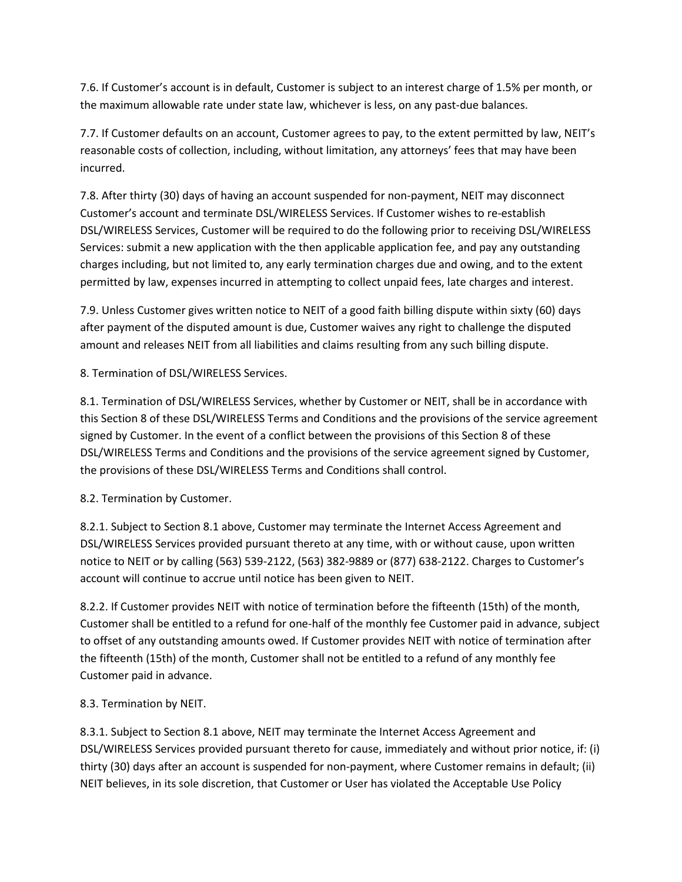7.6. If Customer's account is in default, Customer is subject to an interest charge of 1.5% per month, or the maximum allowable rate under state law, whichever is less, on any past-due balances.

7.7. If Customer defaults on an account, Customer agrees to pay, to the extent permitted by law, NEIT's reasonable costs of collection, including, without limitation, any attorneys' fees that may have been incurred.

7.8. After thirty (30) days of having an account suspended for non-payment, NEIT may disconnect Customer's account and terminate DSL/WIRELESS Services. If Customer wishes to re-establish DSL/WIRELESS Services, Customer will be required to do the following prior to receiving DSL/WIRELESS Services: submit a new application with the then applicable application fee, and pay any outstanding charges including, but not limited to, any early termination charges due and owing, and to the extent permitted by law, expenses incurred in attempting to collect unpaid fees, late charges and interest.

7.9. Unless Customer gives written notice to NEIT of a good faith billing dispute within sixty (60) days after payment of the disputed amount is due, Customer waives any right to challenge the disputed amount and releases NEIT from all liabilities and claims resulting from any such billing dispute.

8. Termination of DSL/WIRELESS Services.

8.1. Termination of DSL/WIRELESS Services, whether by Customer or NEIT, shall be in accordance with this Section 8 of these DSL/WIRELESS Terms and Conditions and the provisions of the service agreement signed by Customer. In the event of a conflict between the provisions of this Section 8 of these DSL/WIRELESS Terms and Conditions and the provisions of the service agreement signed by Customer, the provisions of these DSL/WIRELESS Terms and Conditions shall control.

8.2. Termination by Customer.

8.2.1. Subject to Section 8.1 above, Customer may terminate the Internet Access Agreement and DSL/WIRELESS Services provided pursuant thereto at any time, with or without cause, upon written notice to NEIT or by calling (563) 539-2122, (563) 382-9889 or (877) 638-2122. Charges to Customer's account will continue to accrue until notice has been given to NEIT.

8.2.2. If Customer provides NEIT with notice of termination before the fifteenth (15th) of the month, Customer shall be entitled to a refund for one-half of the monthly fee Customer paid in advance, subject to offset of any outstanding amounts owed. If Customer provides NEIT with notice of termination after the fifteenth (15th) of the month, Customer shall not be entitled to a refund of any monthly fee Customer paid in advance.

8.3. Termination by NEIT.

8.3.1. Subject to Section 8.1 above, NEIT may terminate the Internet Access Agreement and DSL/WIRELESS Services provided pursuant thereto for cause, immediately and without prior notice, if: (i) thirty (30) days after an account is suspended for non-payment, where Customer remains in default; (ii) NEIT believes, in its sole discretion, that Customer or User has violated the Acceptable Use Policy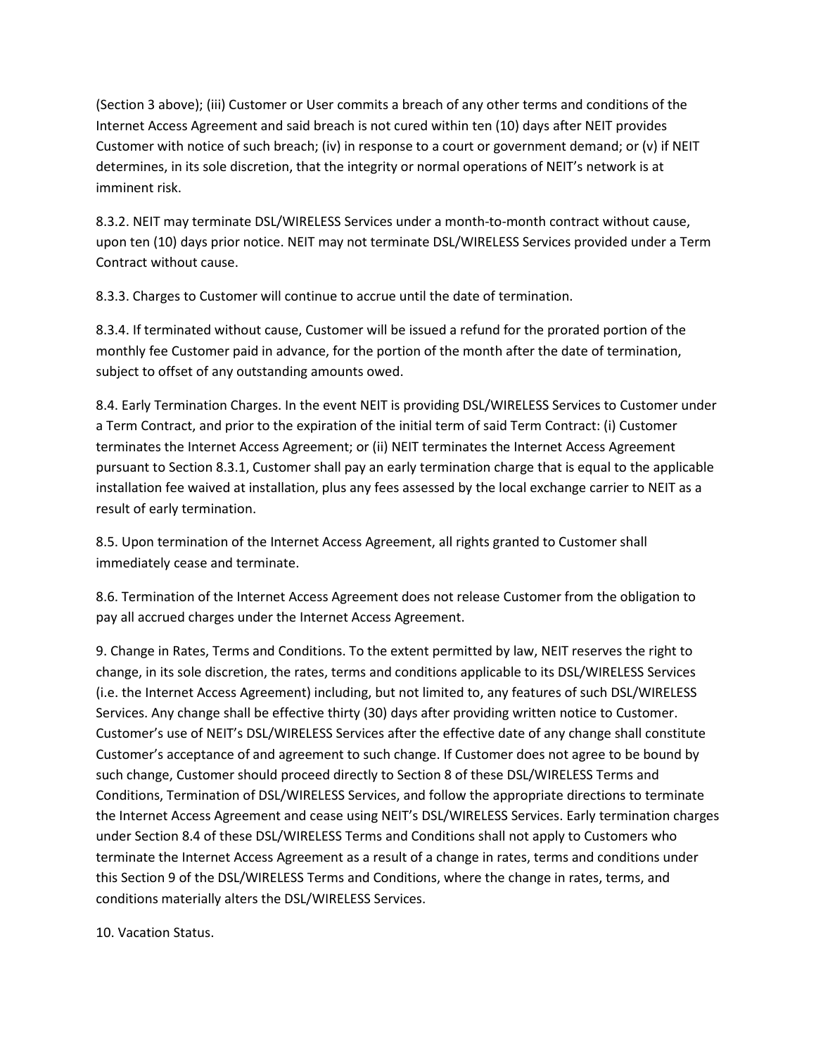(Section 3 above); (iii) Customer or User commits a breach of any other terms and conditions of the Internet Access Agreement and said breach is not cured within ten (10) days after NEIT provides Customer with notice of such breach; (iv) in response to a court or government demand; or (v) if NEIT determines, in its sole discretion, that the integrity or normal operations of NEIT's network is at imminent risk.

8.3.2. NEIT may terminate DSL/WIRELESS Services under a month-to-month contract without cause, upon ten (10) days prior notice. NEIT may not terminate DSL/WIRELESS Services provided under a Term Contract without cause.

8.3.3. Charges to Customer will continue to accrue until the date of termination.

8.3.4. If terminated without cause, Customer will be issued a refund for the prorated portion of the monthly fee Customer paid in advance, for the portion of the month after the date of termination, subject to offset of any outstanding amounts owed.

8.4. Early Termination Charges. In the event NEIT is providing DSL/WIRELESS Services to Customer under a Term Contract, and prior to the expiration of the initial term of said Term Contract: (i) Customer terminates the Internet Access Agreement; or (ii) NEIT terminates the Internet Access Agreement pursuant to Section 8.3.1, Customer shall pay an early termination charge that is equal to the applicable installation fee waived at installation, plus any fees assessed by the local exchange carrier to NEIT as a result of early termination.

8.5. Upon termination of the Internet Access Agreement, all rights granted to Customer shall immediately cease and terminate.

8.6. Termination of the Internet Access Agreement does not release Customer from the obligation to pay all accrued charges under the Internet Access Agreement.

9. Change in Rates, Terms and Conditions. To the extent permitted by law, NEIT reserves the right to change, in its sole discretion, the rates, terms and conditions applicable to its DSL/WIRELESS Services (i.e. the Internet Access Agreement) including, but not limited to, any features of such DSL/WIRELESS Services. Any change shall be effective thirty (30) days after providing written notice to Customer. Customer's use of NEIT's DSL/WIRELESS Services after the effective date of any change shall constitute Customer's acceptance of and agreement to such change. If Customer does not agree to be bound by such change, Customer should proceed directly to Section 8 of these DSL/WIRELESS Terms and Conditions, Termination of DSL/WIRELESS Services, and follow the appropriate directions to terminate the Internet Access Agreement and cease using NEIT's DSL/WIRELESS Services. Early termination charges under Section 8.4 of these DSL/WIRELESS Terms and Conditions shall not apply to Customers who terminate the Internet Access Agreement as a result of a change in rates, terms and conditions under this Section 9 of the DSL/WIRELESS Terms and Conditions, where the change in rates, terms, and conditions materially alters the DSL/WIRELESS Services.

10. Vacation Status.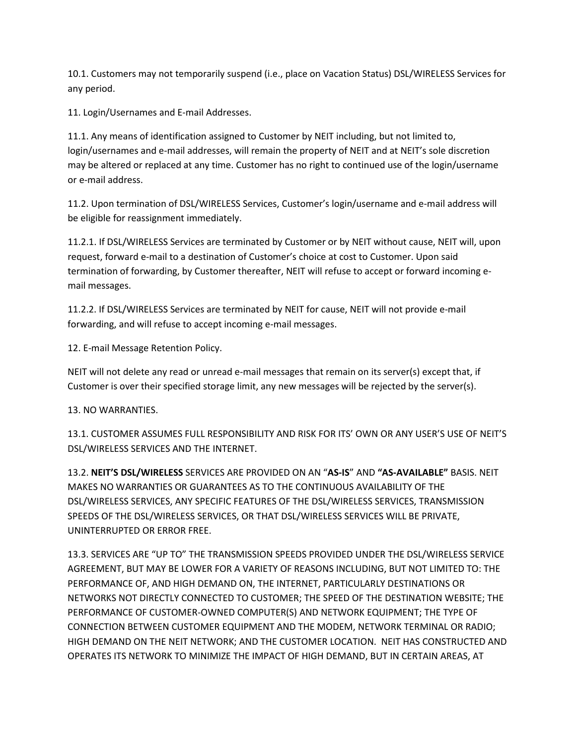10.1. Customers may not temporarily suspend (i.e., place on Vacation Status) DSL/WIRELESS Services for any period.

11. Login/Usernames and E-mail Addresses.

11.1. Any means of identification assigned to Customer by NEIT including, but not limited to, login/usernames and e-mail addresses, will remain the property of NEIT and at NEIT's sole discretion may be altered or replaced at any time. Customer has no right to continued use of the login/username or e-mail address.

11.2. Upon termination of DSL/WIRELESS Services, Customer's login/username and e-mail address will be eligible for reassignment immediately.

11.2.1. If DSL/WIRELESS Services are terminated by Customer or by NEIT without cause, NEIT will, upon request, forward e-mail to a destination of Customer's choice at cost to Customer. Upon said termination of forwarding, by Customer thereafter, NEIT will refuse to accept or forward incoming e-mail messages.

11.2.2. If DSL/WIRELESS Services are terminated by NEIT for cause, NEIT will not provide e-mail forwarding, and will refuse to accept incoming e-mail messages.

12. E-mail Message Retention Policy.

NEIT will not delete any read or unread e-mail messages that remain on its server(s) except that, if Customer is over their specified storage limit, any new messages will be rejected by the server(s).

13. NO WARRANTIES.

13.1. CUSTOMER ASSUMES FULL RESPONSIBILITY AND RISK FOR ITS' OWN OR ANY USER'S USE OF NEIT'S DSL/WIRELESS SERVICES AND THE INTERNET.

13.2. **NEIT'S DSL/WIRELESS** SERVICES ARE PROVIDED ON AN "**AS-IS**" AND **"AS-AVAILABLE"** BASIS. NEIT MAKES NO WARRANTIES OR GUARANTEES AS TO THE CONTINUOUS AVAILABILITY OF THE DSL/WIRELESS SERVICES, ANY SPECIFIC FEATURES OF THE DSL/WIRELESS SERVICES, TRANSMISSION SPEEDS OF THE DSL/WIRELESS SERVICES, OR THAT DSL/WIRELESS SERVICES WILL BE PRIVATE, UNINTERRUPTED OR ERROR FREE.

13.3. SERVICES ARE "UP TO" THE TRANSMISSION SPEEDS PROVIDED UNDER THE DSL/WIRELESS SERVICE AGREEMENT, BUT MAY BE LOWER FOR A VARIETY OF REASONS INCLUDING, BUT NOT LIMITED TO: THE PERFORMANCE OF, AND HIGH DEMAND ON, THE INTERNET, PARTICULARLY DESTINATIONS OR NETWORKS NOT DIRECTLY CONNECTED TO CUSTOMER; THE SPEED OF THE DESTINATION WEBSITE; THE PERFORMANCE OF CUSTOMER-OWNED COMPUTER(S) AND NETWORK EQUIPMENT; THE TYPE OF CONNECTION BETWEEN CUSTOMER EQUIPMENT AND THE MODEM, NETWORK TERMINAL OR RADIO; HIGH DEMAND ON THE NEIT NETWORK; AND THE CUSTOMER LOCATION. NEIT HAS CONSTRUCTED AND OPERATES ITS NETWORK TO MINIMIZE THE IMPACT OF HIGH DEMAND, BUT IN CERTAIN AREAS, AT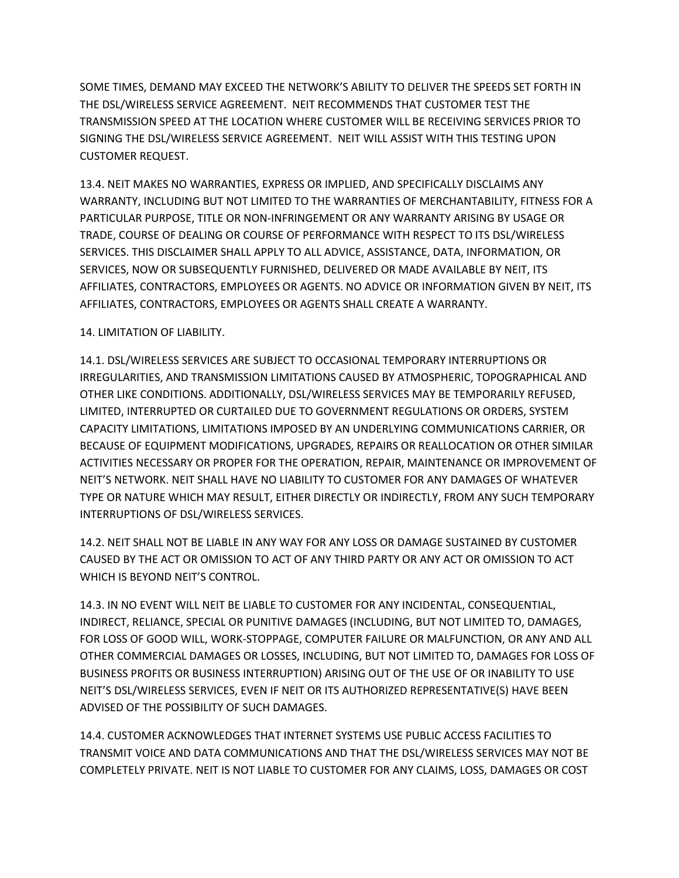SOME TIMES, DEMAND MAY EXCEED THE NETWORK'S ABILITY TO DELIVER THE SPEEDS SET FORTH IN THE DSL/WIRELESS SERVICE AGREEMENT. NEIT RECOMMENDS THAT CUSTOMER TEST THE TRANSMISSION SPEED AT THE LOCATION WHERE CUSTOMER WILL BE RECEIVING SERVICES PRIOR TO SIGNING THE DSL/WIRELESS SERVICE AGREEMENT. NEIT WILL ASSIST WITH THIS TESTING UPON CUSTOMER REQUEST.

13.4. NEIT MAKES NO WARRANTIES, EXPRESS OR IMPLIED, AND SPECIFICALLY DISCLAIMS ANY WARRANTY, INCLUDING BUT NOT LIMITED TO THE WARRANTIES OF MERCHANTABILITY, FITNESS FOR A PARTICULAR PURPOSE, TITLE OR NON-INFRINGEMENT OR ANY WARRANTY ARISING BY USAGE OR TRADE, COURSE OF DEALING OR COURSE OF PERFORMANCE WITH RESPECT TO ITS DSL/WIRELESS SERVICES. THIS DISCLAIMER SHALL APPLY TO ALL ADVICE, ASSISTANCE, DATA, INFORMATION, OR SERVICES, NOW OR SUBSEQUENTLY FURNISHED, DELIVERED OR MADE AVAILABLE BY NEIT, ITS AFFILIATES, CONTRACTORS, EMPLOYEES OR AGENTS. NO ADVICE OR INFORMATION GIVEN BY NEIT, ITS AFFILIATES, CONTRACTORS, EMPLOYEES OR AGENTS SHALL CREATE A WARRANTY.

14. LIMITATION OF LIABILITY.

14.1. DSL/WIRELESS SERVICES ARE SUBJECT TO OCCASIONAL TEMPORARY INTERRUPTIONS OR IRREGULARITIES, AND TRANSMISSION LIMITATIONS CAUSED BY ATMOSPHERIC, TOPOGRAPHICAL AND OTHER LIKE CONDITIONS. ADDITIONALLY, DSL/WIRELESS SERVICES MAY BE TEMPORARILY REFUSED, LIMITED, INTERRUPTED OR CURTAILED DUE TO GOVERNMENT REGULATIONS OR ORDERS, SYSTEM CAPACITY LIMITATIONS, LIMITATIONS IMPOSED BY AN UNDERLYING COMMUNICATIONS CARRIER, OR BECAUSE OF EQUIPMENT MODIFICATIONS, UPGRADES, REPAIRS OR REALLOCATION OR OTHER SIMILAR ACTIVITIES NECESSARY OR PROPER FOR THE OPERATION, REPAIR, MAINTENANCE OR IMPROVEMENT OF NEIT'S NETWORK. NEIT SHALL HAVE NO LIABILITY TO CUSTOMER FOR ANY DAMAGES OF WHATEVER TYPE OR NATURE WHICH MAY RESULT, EITHER DIRECTLY OR INDIRECTLY, FROM ANY SUCH TEMPORARY INTERRUPTIONS OF DSL/WIRELESS SERVICES.

14.2. NEIT SHALL NOT BE LIABLE IN ANY WAY FOR ANY LOSS OR DAMAGE SUSTAINED BY CUSTOMER CAUSED BY THE ACT OR OMISSION TO ACT OF ANY THIRD PARTY OR ANY ACT OR OMISSION TO ACT WHICH IS BEYOND NEIT'S CONTROL.

14.3. IN NO EVENT WILL NEIT BE LIABLE TO CUSTOMER FOR ANY INCIDENTAL, CONSEQUENTIAL, INDIRECT, RELIANCE, SPECIAL OR PUNITIVE DAMAGES (INCLUDING, BUT NOT LIMITED TO, DAMAGES, FOR LOSS OF GOOD WILL, WORK-STOPPAGE, COMPUTER FAILURE OR MALFUNCTION, OR ANY AND ALL OTHER COMMERCIAL DAMAGES OR LOSSES, INCLUDING, BUT NOT LIMITED TO, DAMAGES FOR LOSS OF BUSINESS PROFITS OR BUSINESS INTERRUPTION) ARISING OUT OF THE USE OF OR INABILITY TO USE NEIT'S DSL/WIRELESS SERVICES, EVEN IF NEIT OR ITS AUTHORIZED REPRESENTATIVE(S) HAVE BEEN ADVISED OF THE POSSIBILITY OF SUCH DAMAGES.

14.4. CUSTOMER ACKNOWLEDGES THAT INTERNET SYSTEMS USE PUBLIC ACCESS FACILITIES TO TRANSMIT VOICE AND DATA COMMUNICATIONS AND THAT THE DSL/WIRELESS SERVICES MAY NOT BE COMPLETELY PRIVATE. NEIT IS NOT LIABLE TO CUSTOMER FOR ANY CLAIMS, LOSS, DAMAGES OR COST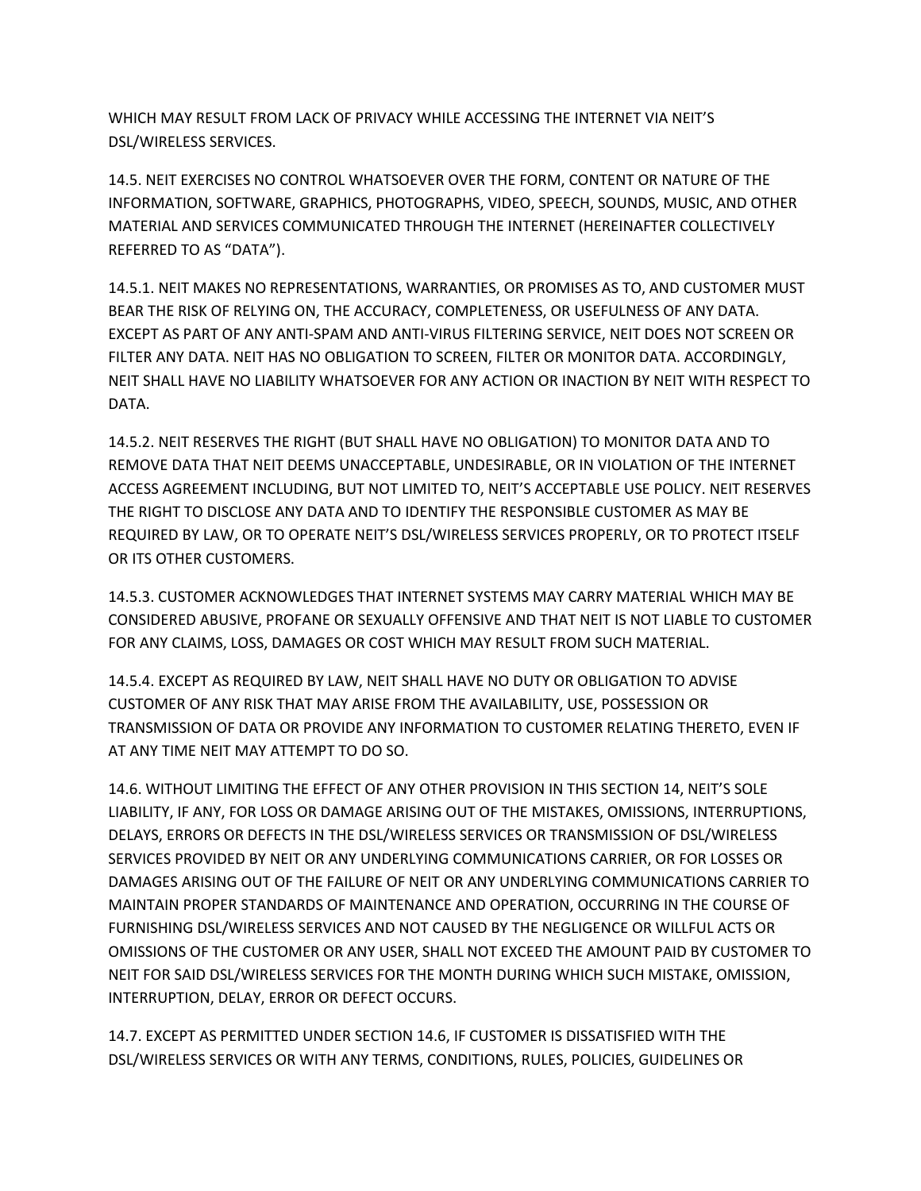WHICH MAY RESULT FROM LACK OF PRIVACY WHILE ACCESSING THE INTERNET VIA NEIT'S DSL/WIRELESS SERVICES.

14.5. NEIT EXERCISES NO CONTROL WHATSOEVER OVER THE FORM, CONTENT OR NATURE OF THE INFORMATION, SOFTWARE, GRAPHICS, PHOTOGRAPHS, VIDEO, SPEECH, SOUNDS, MUSIC, AND OTHER MATERIAL AND SERVICES COMMUNICATED THROUGH THE INTERNET (HEREINAFTER COLLECTIVELY REFERRED TO AS "DATA").

14.5.1. NEIT MAKES NO REPRESENTATIONS, WARRANTIES, OR PROMISES AS TO, AND CUSTOMER MUST BEAR THE RISK OF RELYING ON, THE ACCURACY, COMPLETENESS, OR USEFULNESS OF ANY DATA. EXCEPT AS PART OF ANY ANTI-SPAM AND ANTI-VIRUS FILTERING SERVICE, NEIT DOES NOT SCREEN OR FILTER ANY DATA. NEIT HAS NO OBLIGATION TO SCREEN, FILTER OR MONITOR DATA. ACCORDINGLY, NEIT SHALL HAVE NO LIABILITY WHATSOEVER FOR ANY ACTION OR INACTION BY NEIT WITH RESPECT TO DATA.

14.5.2. NEIT RESERVES THE RIGHT (BUT SHALL HAVE NO OBLIGATION) TO MONITOR DATA AND TO REMOVE DATA THAT NEIT DEEMS UNACCEPTABLE, UNDESIRABLE, OR IN VIOLATION OF THE INTERNET ACCESS AGREEMENT INCLUDING, BUT NOT LIMITED TO, NEIT'S ACCEPTABLE USE POLICY. NEIT RESERVES THE RIGHT TO DISCLOSE ANY DATA AND TO IDENTIFY THE RESPONSIBLE CUSTOMER AS MAY BE REQUIRED BY LAW, OR TO OPERATE NEIT'S DSL/WIRELESS SERVICES PROPERLY, OR TO PROTECT ITSELF OR ITS OTHER CUSTOMERS.

14.5.3. CUSTOMER ACKNOWLEDGES THAT INTERNET SYSTEMS MAY CARRY MATERIAL WHICH MAY BE CONSIDERED ABUSIVE, PROFANE OR SEXUALLY OFFENSIVE AND THAT NEIT IS NOT LIABLE TO CUSTOMER FOR ANY CLAIMS, LOSS, DAMAGES OR COST WHICH MAY RESULT FROM SUCH MATERIAL.

14.5.4. EXCEPT AS REQUIRED BY LAW, NEIT SHALL HAVE NO DUTY OR OBLIGATION TO ADVISE CUSTOMER OF ANY RISK THAT MAY ARISE FROM THE AVAILABILITY, USE, POSSESSION OR TRANSMISSION OF DATA OR PROVIDE ANY INFORMATION TO CUSTOMER RELATING THERETO, EVEN IF AT ANY TIME NEIT MAY ATTEMPT TO DO SO.

14.6. WITHOUT LIMITING THE EFFECT OF ANY OTHER PROVISION IN THIS SECTION 14, NEIT'S SOLE LIABILITY, IF ANY, FOR LOSS OR DAMAGE ARISING OUT OF THE MISTAKES, OMISSIONS, INTERRUPTIONS, DELAYS, ERRORS OR DEFECTS IN THE DSL/WIRELESS SERVICES OR TRANSMISSION OF DSL/WIRELESS SERVICES PROVIDED BY NEIT OR ANY UNDERLYING COMMUNICATIONS CARRIER, OR FOR LOSSES OR DAMAGES ARISING OUT OF THE FAILURE OF NEIT OR ANY UNDERLYING COMMUNICATIONS CARRIER TO MAINTAIN PROPER STANDARDS OF MAINTENANCE AND OPERATION, OCCURRING IN THE COURSE OF FURNISHING DSL/WIRELESS SERVICES AND NOT CAUSED BY THE NEGLIGENCE OR WILLFUL ACTS OR OMISSIONS OF THE CUSTOMER OR ANY USER, SHALL NOT EXCEED THE AMOUNT PAID BY CUSTOMER TO NEIT FOR SAID DSL/WIRELESS SERVICES FOR THE MONTH DURING WHICH SUCH MISTAKE, OMISSION, INTERRUPTION, DELAY, ERROR OR DEFECT OCCURS.

14.7. EXCEPT AS PERMITTED UNDER SECTION 14.6, IF CUSTOMER IS DISSATISFIED WITH THE DSL/WIRELESS SERVICES OR WITH ANY TERMS, CONDITIONS, RULES, POLICIES, GUIDELINES OR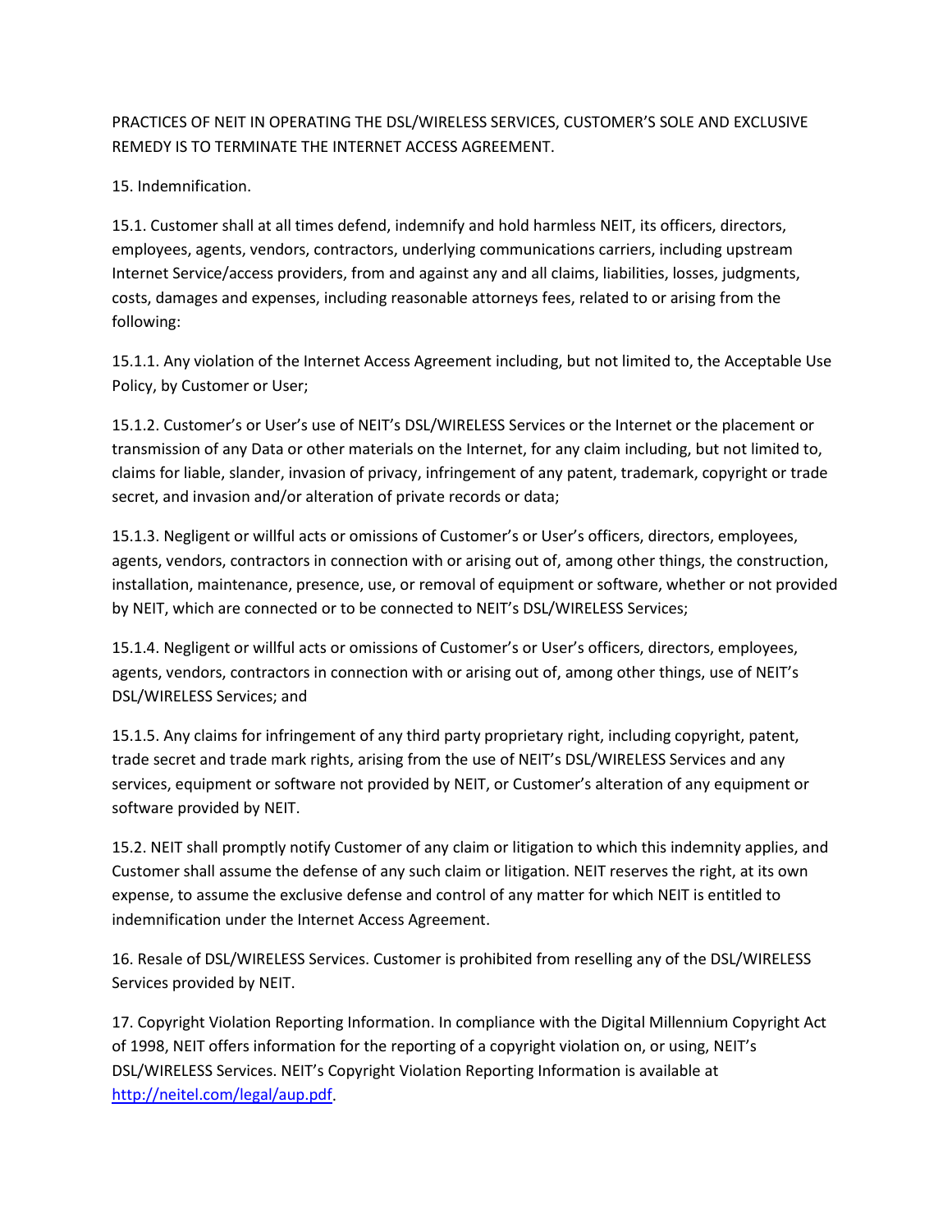PRACTICES OF NEIT IN OPERATING THE DSL/WIRELESS SERVICES, CUSTOMER'S SOLE AND EXCLUSIVE REMEDY IS TO TERMINATE THE INTERNET ACCESS AGREEMENT.

15. Indemnification.

15.1. Customer shall at all times defend, indemnify and hold harmless NEIT, its officers, directors, employees, agents, vendors, contractors, underlying communications carriers, including upstream Internet Service/access providers, from and against any and all claims, liabilities, losses, judgments, costs, damages and expenses, including reasonable attorneys fees, related to or arising from the following:

15.1.1. Any violation of the Internet Access Agreement including, but not limited to, the Acceptable Use Policy, by Customer or User;

15.1.2. Customer's or User's use of NEIT's DSL/WIRELESS Services or the Internet or the placement or transmission of any Data or other materials on the Internet, for any claim including, but not limited to, claims for liable, slander, invasion of privacy, infringement of any patent, trademark, copyright or trade secret, and invasion and/or alteration of private records or data;

15.1.3. Negligent or willful acts or omissions of Customer's or User's officers, directors, employees, agents, vendors, contractors in connection with or arising out of, among other things, the construction, installation, maintenance, presence, use, or removal of equipment or software, whether or not provided by NEIT, which are connected or to be connected to NEIT's DSL/WIRELESS Services;

15.1.4. Negligent or willful acts or omissions of Customer's or User's officers, directors, employees, agents, vendors, contractors in connection with or arising out of, among other things, use of NEIT's DSL/WIRELESS Services; and

15.1.5. Any claims for infringement of any third party proprietary right, including copyright, patent, trade secret and trade mark rights, arising from the use of NEIT's DSL/WIRELESS Services and any services, equipment or software not provided by NEIT, or Customer's alteration of any equipment or software provided by NEIT.

15.2. NEIT shall promptly notify Customer of any claim or litigation to which this indemnity applies, and Customer shall assume the defense of any such claim or litigation. NEIT reserves the right, at its own expense, to assume the exclusive defense and control of any matter for which NEIT is entitled to indemnification under the Internet Access Agreement.

16. Resale of DSL/WIRELESS Services. Customer is prohibited from reselling any of the DSL/WIRELESS Services provided by NEIT.

17. Copyright Violation Reporting Information. In compliance with the Digital Millennium Copyright Act of 1998, NEIT offers information for the reporting of a copyright violation on, or using, NEIT's DSL/WIRELESS Services. NEIT's Copyright Violation Reporting Information is available at [http://neitel.com/legal/aup.pdf](http://neitel.com/legal/aup.pdf).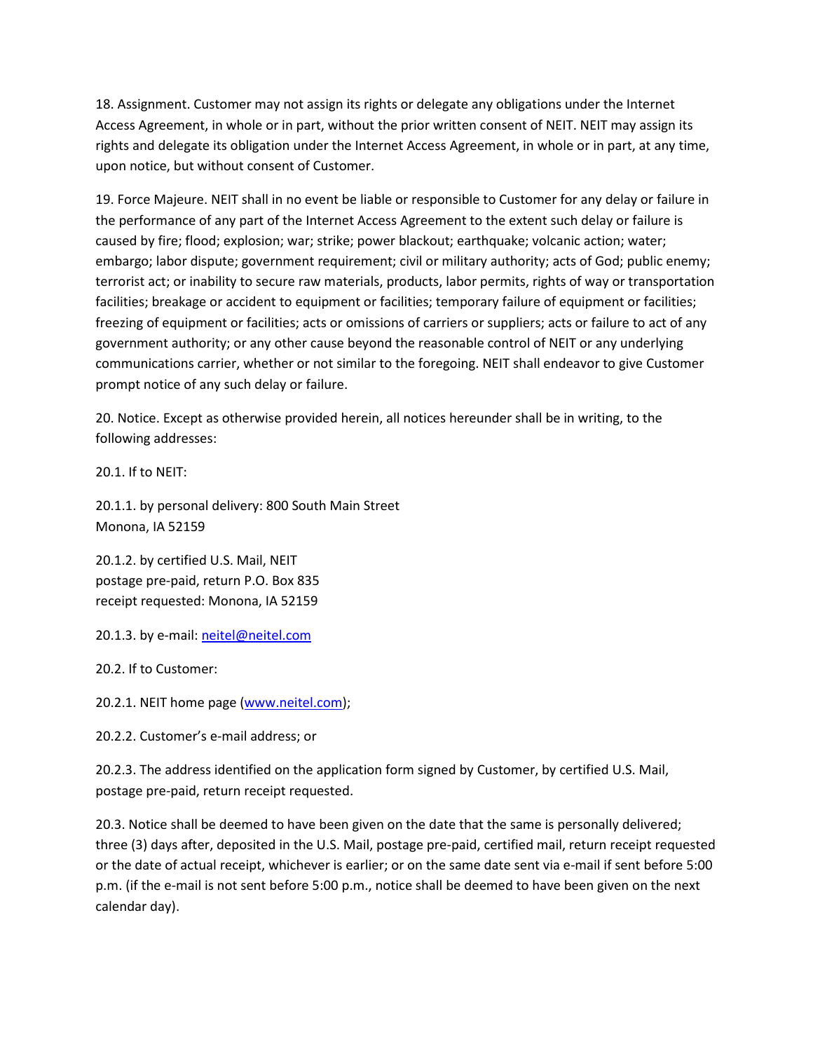18. Assignment. Customer may not assign its rights or delegate any obligations under the Internet Access Agreement, in whole or in part, without the prior written consent of NEIT. NEIT may assign its rights and delegate its obligation under the Internet Access Agreement, in whole or in part, at any time, upon notice, but without consent of Customer.

19. Force Majeure. NEIT shall in no event be liable or responsible to Customer for any delay or failure in the performance of any part of the Internet Access Agreement to the extent such delay or failure is caused by fire; flood; explosion; war; strike; power blackout; earthquake; volcanic action; water; embargo; labor dispute; government requirement; civil or military authority; acts of God; public enemy; terrorist act; or inability to secure raw materials, products, labor permits, rights of way or transportation facilities; breakage or accident to equipment or facilities; temporary failure of equipment or facilities; freezing of equipment or facilities; acts or omissions of carriers or suppliers; acts or failure to act of any government authority; or any other cause beyond the reasonable control of NEIT or any underlying communications carrier, whether or not similar to the foregoing. NEIT shall endeavor to give Customer prompt notice of any such delay or failure.

20. Notice. Except as otherwise provided herein, all notices hereunder shall be in writing, to the following addresses:

20.1. If to NEIT:

20.1.1. by personal delivery: 800 South Main Street
Monona, IA 52159

20.1.2. by certified U.S. Mail, NEIT
postage pre-paid, return P.O. Box 835
receipt requested: Monona, IA 52159

20.1.3. by e-mail: neitel@neitel.com

20.2. If to Customer:

20.2.1. NEIT home page (www.neitel.com);

20.2.2. Customer's e-mail address; or

20.2.3. The address identified on the application form signed by Customer, by certified U.S. Mail, postage pre-paid, return receipt requested.

20.3. Notice shall be deemed to have been given on the date that the same is personally delivered; three (3) days after, deposited in the U.S. Mail, postage pre-paid, certified mail, return receipt requested or the date of actual receipt, whichever is earlier; or on the same date sent via e-mail if sent before 5:00 p.m. (if the e-mail is not sent before 5:00 p.m., notice shall be deemed to have been given on the next calendar day).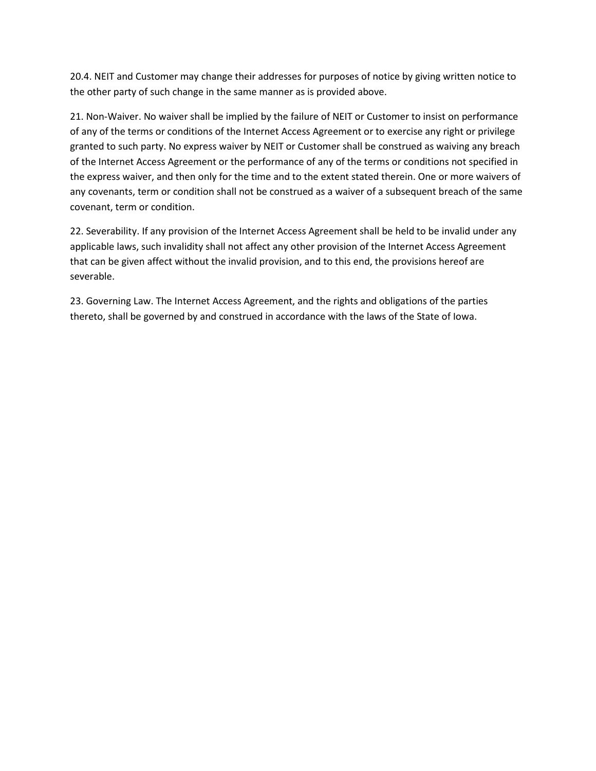20.4. NEIT and Customer may change their addresses for purposes of notice by giving written notice to the other party of such change in the same manner as is provided above.

21. Non-Waiver. No waiver shall be implied by the failure of NEIT or Customer to insist on performance of any of the terms or conditions of the Internet Access Agreement or to exercise any right or privilege granted to such party. No express waiver by NEIT or Customer shall be construed as waiving any breach of the Internet Access Agreement or the performance of any of the terms or conditions not specified in the express waiver, and then only for the time and to the extent stated therein. One or more waivers of any covenants, term or condition shall not be construed as a waiver of a subsequent breach of the same covenant, term or condition.

22. Severability. If any provision of the Internet Access Agreement shall be held to be invalid under any applicable laws, such invalidity shall not affect any other provision of the Internet Access Agreement that can be given affect without the invalid provision, and to this end, the provisions hereof are severable.

23. Governing Law. The Internet Access Agreement, and the rights and obligations of the parties thereto, shall be governed by and construed in accordance with the laws of the State of Iowa.